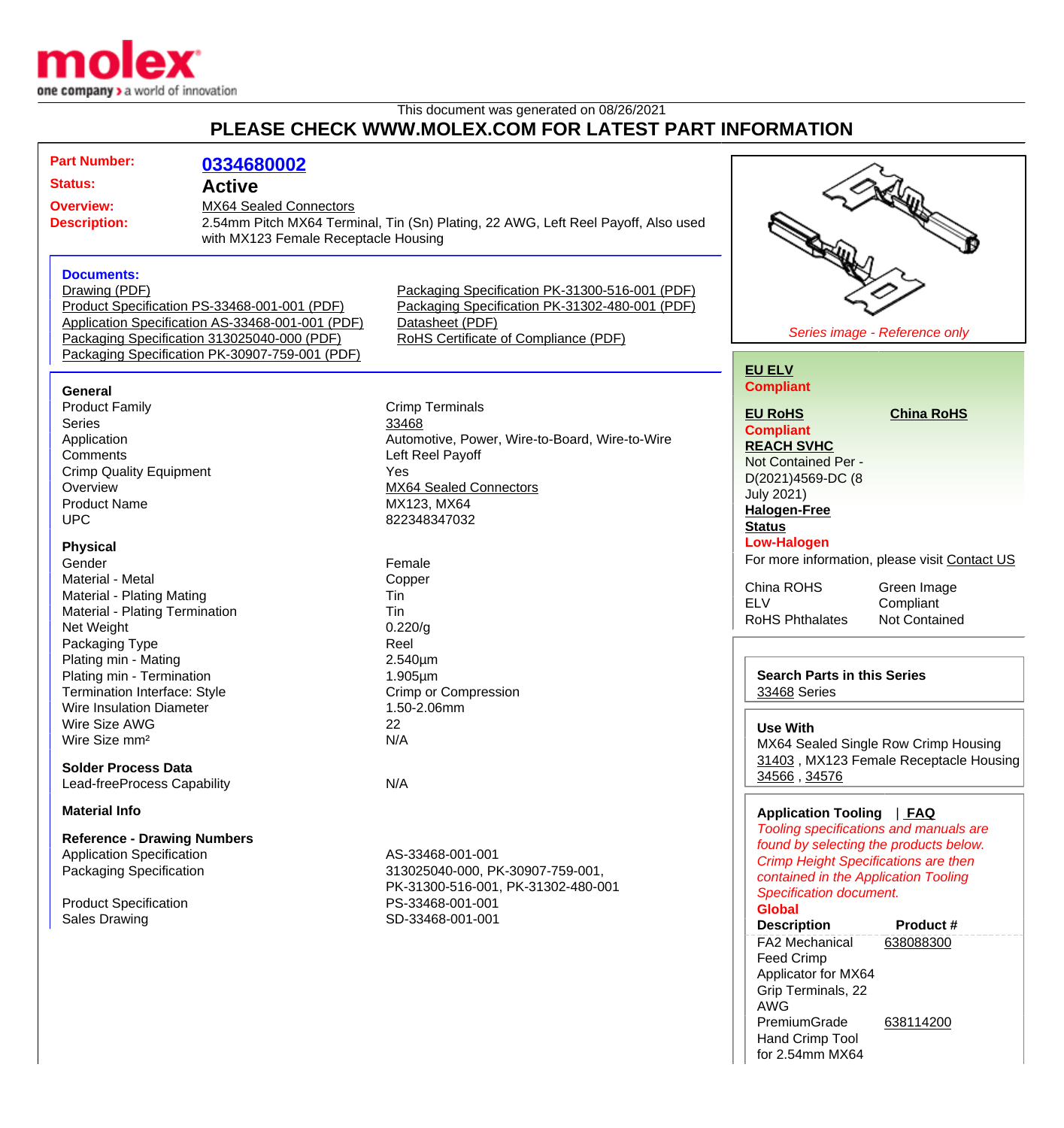This document was generated on 08/26/2021

# PLEASE CHECK WWW.MOLEX.COM FOR LATEST PART INFORMATION

**Part Number:** 0334680002

**Status:** Active

**Overview:** MX64 Sealed Connectors

**Description:** 2.54mm Pitch MX64 Terminal, Tin (Sn) Plating, 22 AWG, Left Reel Payoff, Also used with MX123 Female Receptacle Housing

### Documents:

- Drawing (PDF)
- Product Specification PS-33468-001-001 (PDF)
- Application Specification AS-33468-001-001 (PDF)
- Packaging Specification 313025040-000 (PDF)
- Packaging Specification PK-30907-759-001 (PDF)
- Packaging Specification PK-31300-516-001 (PDF)
- Packaging Specification PK-31302-480-001 (PDF)
- Datasheet (PDF)
- RoHS Certificate of Compliance (PDF)

### General

| | |
|---|---|
| Product Family | Crimp Terminals |
| Series | 33468 |
| Application | Automotive, Power, Wire-to-Board, Wire-to-Wire |
| Comments | Left Reel Payoff |
| Crimp Quality Equipment | Yes |
| Overview | MX64 Sealed Connectors |
| Product Name | MX123, MX64 |
| UPC | 822348347032 |

### Physical

| | |
|---|---|
| Gender | Female |
| Material - Metal | Copper |
| Material - Plating Mating | Tin |
| Material - Plating Termination | Tin |
| Net Weight | 0.220/g |
| Packaging Type | Reel |
| Plating min - Mating | 2.540µm |
| Plating min - Termination | 1.905µm |
| Termination Interface: Style | Crimp or Compression |
| Wire Insulation Diameter | 1.50-2.06mm |
| Wire Size AWG | 22 |
| Wire Size mm² | N/A |

### Solder Process Data

| | |
|---|---|
| Lead-freeProcess Capability | N/A |

### Material Info

### Reference - Drawing Numbers

| | |
|---|---|
| Application Specification | AS-33468-001-001 |
| Packaging Specification | 313025040-000, PK-30907-759-001, PK-31300-516-001, PK-31302-480-001 |
| Product Specification | PS-33468-001-001 |
| Sales Drawing | SD-33468-001-001 |

*Series image - Reference only*

**EU ELV**
**Compliant**

**EU RoHS** **China RoHS**
**Compliant**

**REACH SVHC**
Not Contained Per - D(2021)4569-DC (8 July 2021)

**Halogen-Free Status**
**Low-Halogen**

For more information, please visit Contact US

| | |
|---|---|
| China ROHS | Green Image |
| ELV | Compliant |
| RoHS Phthalates | Not Contained |

**Search Parts in this Series**
33468 Series

**Use With**
MX64 Sealed Single Row Crimp Housing 31403 , MX123 Female Receptacle Housing 34566 , 34576

**Application Tooling** | **FAQ**

*Tooling specifications and manuals are found by selecting the products below. Crimp Height Specifications are then contained in the Application Tooling Specification document.*

**Global**

| Description | Product # |
|---|---|
| FA2 Mechanical Feed Crimp Applicator for MX64 Grip Terminals, 22 AWG | 638088300 |
| PremiumGrade Hand Crimp Tool for 2.54mm MX64 | 638114200 |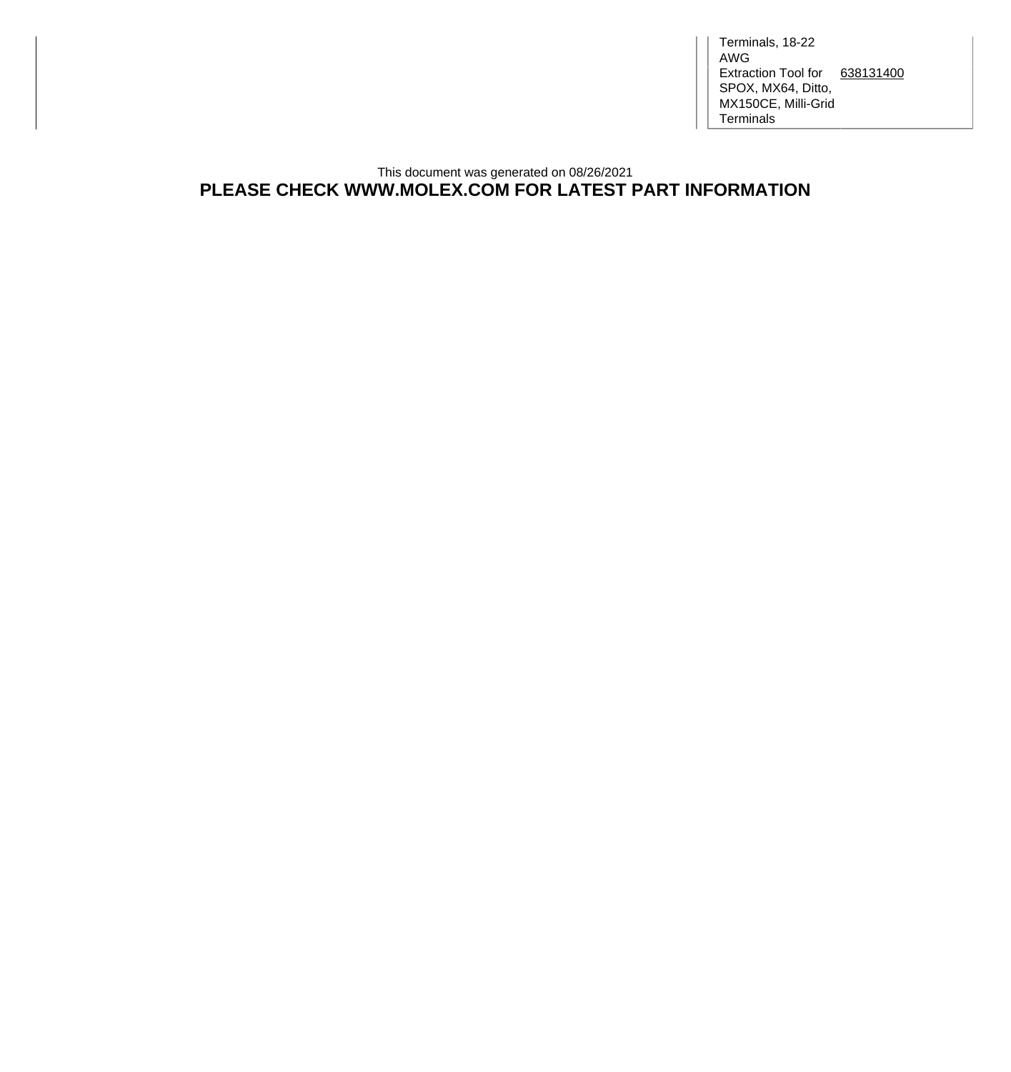| | |
|---|---|
| Terminals, 18-22 AWG | |
| Extraction Tool for SPOX, MX64, Ditto, MX150CE, Milli-Grid Terminals | 638131400 |

This document was generated on 08/26/2021

**PLEASE CHECK WWW.MOLEX.COM FOR LATEST PART INFORMATION**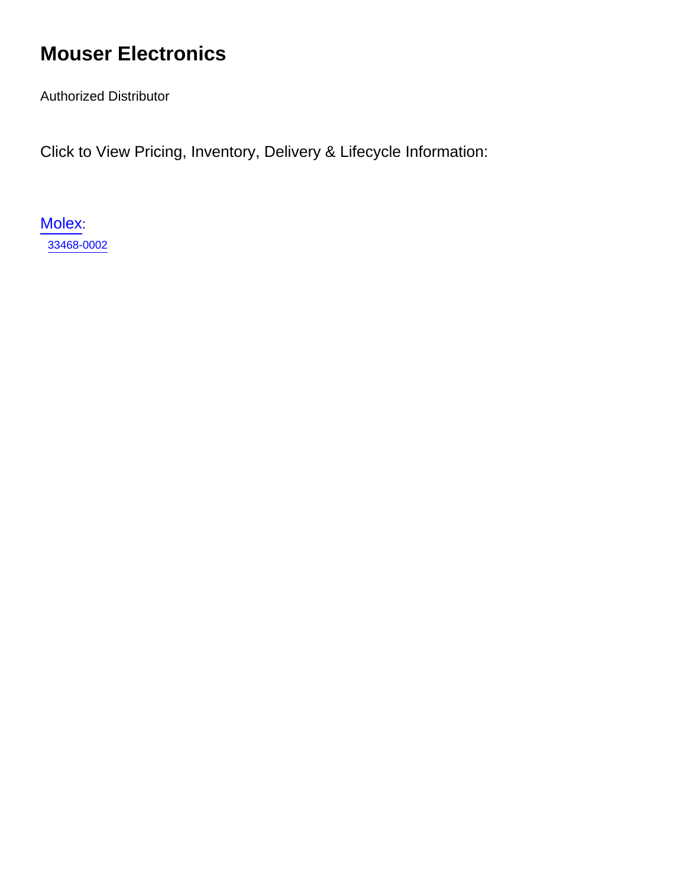# Mouser Electronics

Authorized Distributor

Click to View Pricing, Inventory, Delivery & Lifecycle Information:

Molex:

33468-0002